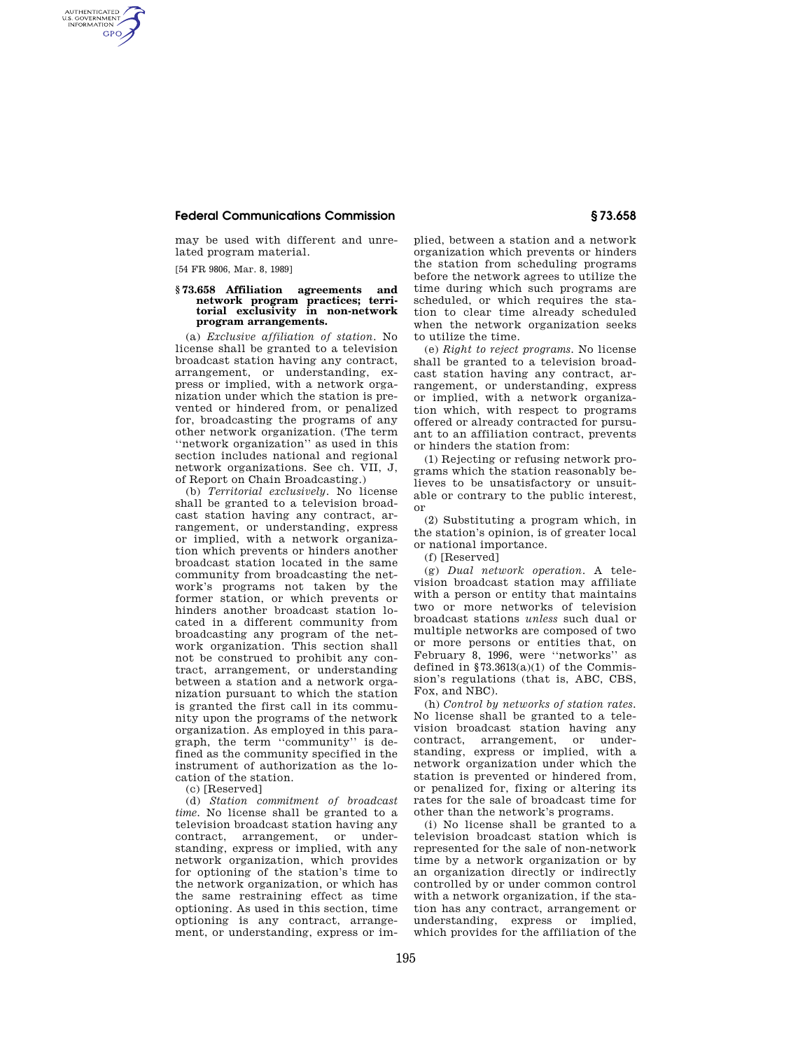may be used with different and unrelated program material.

[54 FR 9806, Mar. 8, 1989]

### § 73.658 Affiliation agreements and network program practices; territorial exclusivity in non-network program arrangements.

(a) *Exclusive affiliation of station*. No license shall be granted to a television broadcast station having any contract, arrangement, or understanding, express or implied, with a network organization under which the station is prevented or hindered from, or penalized for, broadcasting the programs of any other network organization. (The term ''network organization'' as used in this section includes national and regional network organizations. See ch. VII, J, of Report on Chain Broadcasting.)

(b) *Territorial exclusively*. No license shall be granted to a television broadcast station having any contract, arrangement, or understanding, express or implied, with a network organization which prevents or hinders another broadcast station located in the same community from broadcasting the network's programs not taken by the former station, or which prevents or hinders another broadcast station located in a different community from broadcasting any program of the network organization. This section shall not be construed to prohibit any contract, arrangement, or understanding between a station and a network organization pursuant to which the station is granted the first call in its community upon the programs of the network organization. As employed in this paragraph, the term ''community'' is defined as the community specified in the instrument of authorization as the location of the station.

(c) [Reserved]

(d) *Station commitment of broadcast time*. No license shall be granted to a television broadcast station having any contract, arrangement, or understanding, express or implied, with any network organization, which provides for optioning of the station's time to the network organization, or which has the same restraining effect as time optioning. As used in this section, time optioning is any contract, arrangement, or understanding, express or implied, between a station and a network organization which prevents or hinders the station from scheduling programs before the network agrees to utilize the time during which such programs are scheduled, or which requires the station to clear time already scheduled when the network organization seeks to utilize the time.

(e) *Right to reject programs*. No license shall be granted to a television broadcast station having any contract, arrangement, or understanding, express or implied, with a network organization which, with respect to programs offered or already contracted for pursuant to an affiliation contract, prevents or hinders the station from:

(1) Rejecting or refusing network programs which the station reasonably believes to be unsatisfactory or unsuitable or contrary to the public interest, or

(2) Substituting a program which, in the station's opinion, is of greater local or national importance.

(f) [Reserved]

(g) *Dual network operation*. A television broadcast station may affiliate with a person or entity that maintains two or more networks of television broadcast stations *unless* such dual or multiple networks are composed of two or more persons or entities that, on February 8, 1996, were ''networks'' as defined in §73.3613(a)(1) of the Commission's regulations (that is, ABC, CBS, Fox, and NBC).

(h) *Control by networks of station rates*. No license shall be granted to a television broadcast station having any contract, arrangement, or understanding, express or implied, with a network organization under which the station is prevented or hindered from, or penalized for, fixing or altering its rates for the sale of broadcast time for other than the network's programs.

(i) No license shall be granted to a television broadcast station which is represented for the sale of non-network time by a network organization or by an organization directly or indirectly controlled by or under common control with a network organization, if the station has any contract, arrangement or understanding, express or implied, which provides for the affiliation of the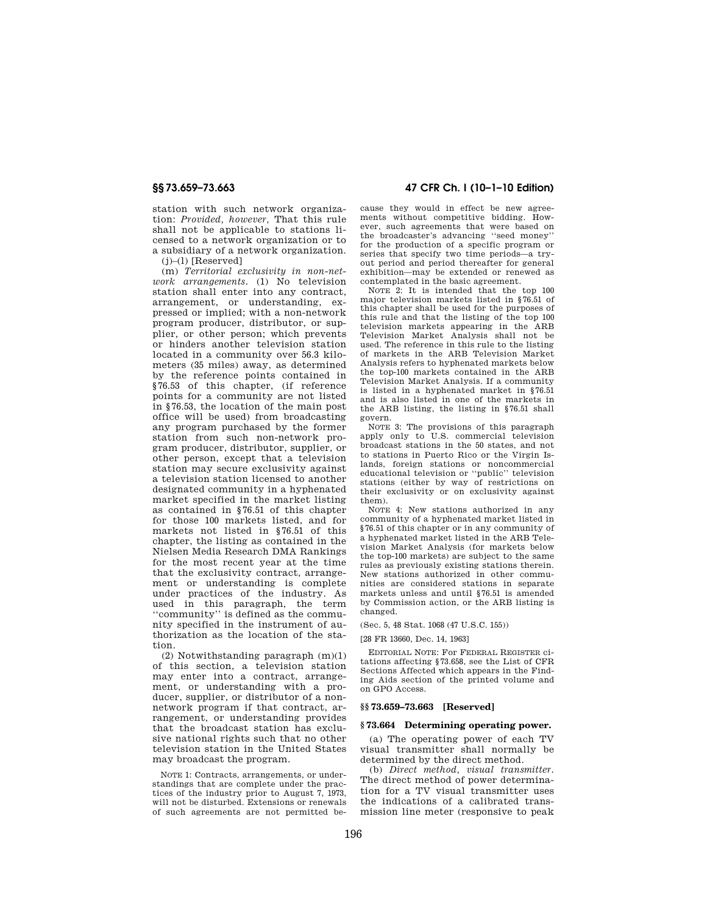station with such network organization: *Provided, however,* That this rule shall not be applicable to stations licensed to a network organization or to a subsidiary of a network organization.

(j)–(l) [Reserved]

(m) *Territorial exclusivity in non-network arrangements.* (1) No television station shall enter into any contract, arrangement, or understanding, expressed or implied; with a non-network program producer, distributor, or supplier, or other person; which prevents or hinders another television station located in a community over 56.3 kilometers (35 miles) away, as determined by the reference points contained in §76.53 of this chapter, (if reference points for a community are not listed in §76.53, the location of the main post office will be used) from broadcasting any program purchased by the former station from such non-network program producer, distributor, supplier, or other person, except that a television station may secure exclusivity against a television station licensed to another designated community in a hyphenated market specified in the market listing as contained in §76.51 of this chapter for those 100 markets listed, and for markets not listed in §76.51 of this chapter, the listing as contained in the Nielsen Media Research DMA Rankings for the most recent year at the time that the exclusivity contract, arrangement or understanding is complete under practices of the industry. As used in this paragraph, the term ''community'' is defined as the community specified in the instrument of authorization as the location of the station.

(2) Notwithstanding paragraph (m)(1) of this section, a television station may enter into a contract, arrangement, or understanding with a producer, supplier, or distributor of a non-network program if that contract, arrangement, or understanding provides that the broadcast station has exclusive national rights such that no other television station in the United States may broadcast the program.

NOTE 1: Contracts, arrangements, or understandings that are complete under the practices of the industry prior to August 7, 1973, will not be disturbed. Extensions or renewals of such agreements are not permitted because they would in effect be new agreements without competitive bidding. However, such agreements that were based on the broadcaster's advancing ''seed money'' for the production of a specific program or series that specify two time periods—a try-out period and period thereafter for general exhibition—may be extended or renewed as contemplated in the basic agreement.

NOTE 2: It is intended that the top 100 major television markets listed in §76.51 of this chapter shall be used for the purposes of this rule and that the listing of the top 100 television markets appearing in the ARB Television Market Analysis shall not be used. The reference in this rule to the listing of markets in the ARB Television Market Analysis refers to hyphenated markets below the top-100 markets contained in the ARB Television Market Analysis. If a community is listed in a hyphenated market in §76.51 and is also listed in one of the markets in the ARB listing, the listing in §76.51 shall govern.

NOTE 3: The provisions of this paragraph apply only to U.S. commercial television broadcast stations in the 50 states, and not to stations in Puerto Rico or the Virgin Islands, foreign stations or noncommercial educational television or ''public'' television stations (either by way of restrictions on their exclusivity or on exclusivity against them).

NOTE 4: New stations authorized in any community of a hyphenated market listed in §76.51 of this chapter or in any community of a hyphenated market listed in the ARB Television Market Analysis (for markets below the top-100 markets) are subject to the same rules as previously existing stations therein. New stations authorized in other communities are considered stations in separate markets unless and until §76.51 is amended by Commission action, or the ARB listing is changed.

(Sec. 5, 48 Stat. 1068 (47 U.S.C. 155))

[28 FR 13660, Dec. 14, 1963]

EDITORIAL NOTE: For FEDERAL REGISTER citations affecting §73.658, see the List of CFR Sections Affected which appears in the Finding Aids section of the printed volume and on GPO Access.

### §§ 73.659–73.663 [Reserved]

### § 73.664 Determining operating power.

(a) The operating power of each TV visual transmitter shall normally be determined by the direct method.

(b) *Direct method, visual transmitter.* The direct method of power determination for a TV visual transmitter uses the indications of a calibrated transmission line meter (responsive to peak